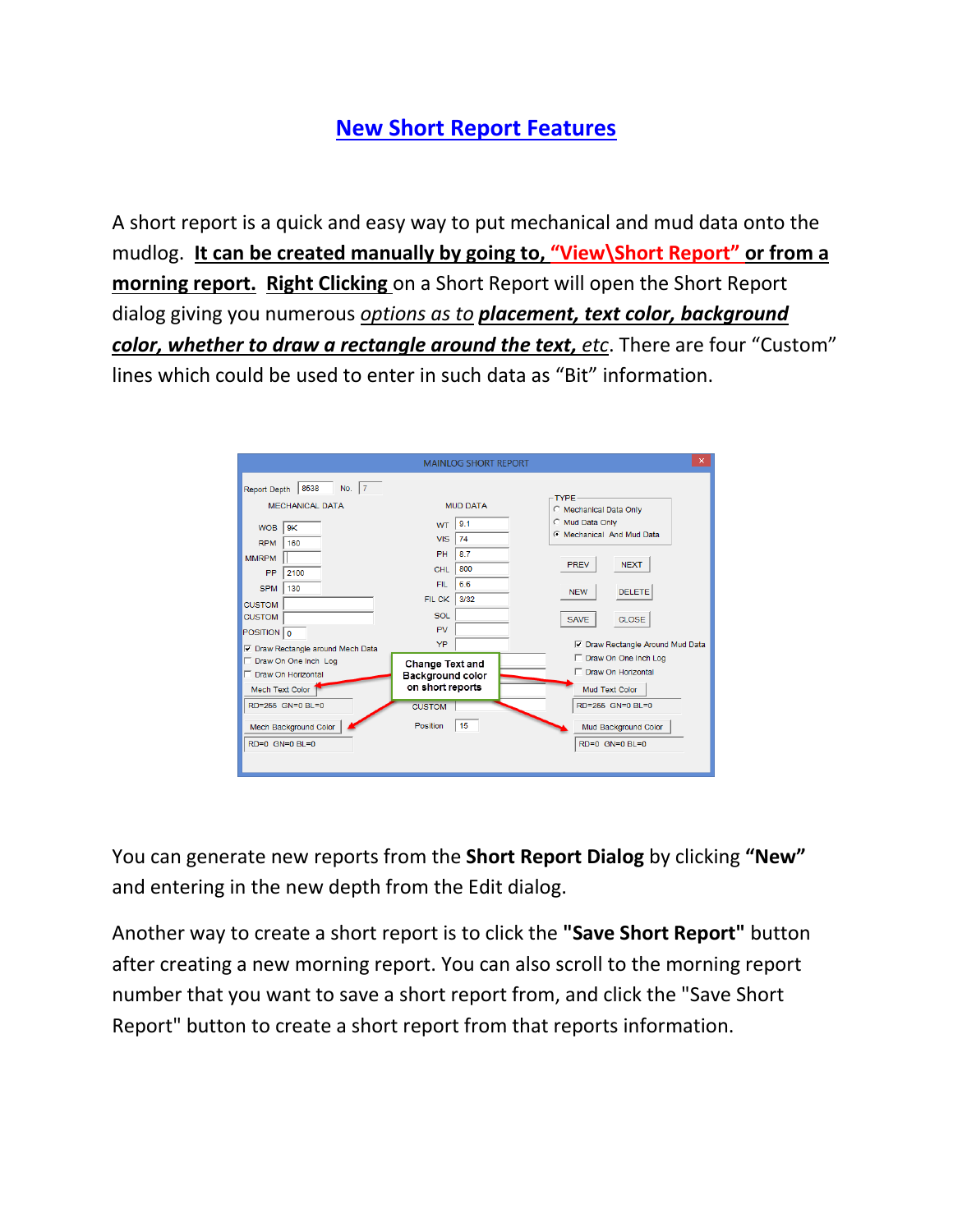# New Short Report Features

A short report is a quick and easy way to put mechanical and mud data onto the mudlog. **It can be created manually by going to, "View\Short Report" or from a morning report.** **Right Clicking** on a Short Report will open the Short Report dialog giving you numerous *options as to* ***placement, text color, background color, whether to draw a rectangle around the text,*** *etc*. There are four "Custom" lines which could be used to enter in such data as "Bit" information.

You can generate new reports from the **Short Report Dialog** by clicking **"New"** and entering in the new depth from the Edit dialog.

Another way to create a short report is to click the **"Save Short Report"** button after creating a new morning report. You can also scroll to the morning report number that you want to save a short report from, and click the "Save Short Report" button to create a short report from that reports information.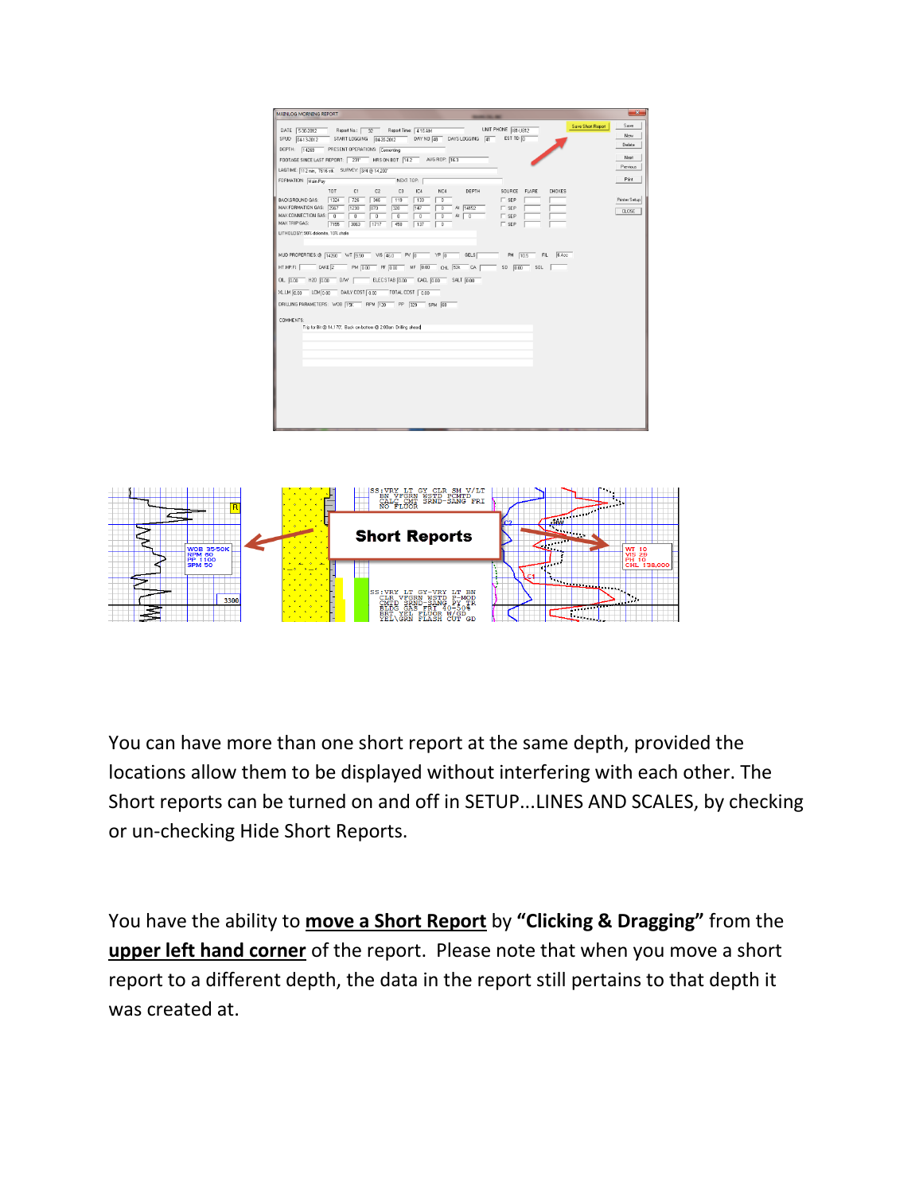You can have more than one short report at the same depth, provided the locations allow them to be displayed without interfering with each other. The Short reports can be turned on and off in SETUP...LINES AND SCALES, by checking or un-checking Hide Short Reports.

You have the ability to **move a Short Report** by **"Clicking & Dragging"** from the **upper left hand corner** of the report. Please note that when you move a short report to a different depth, the data in the report still pertains to that depth it was created at.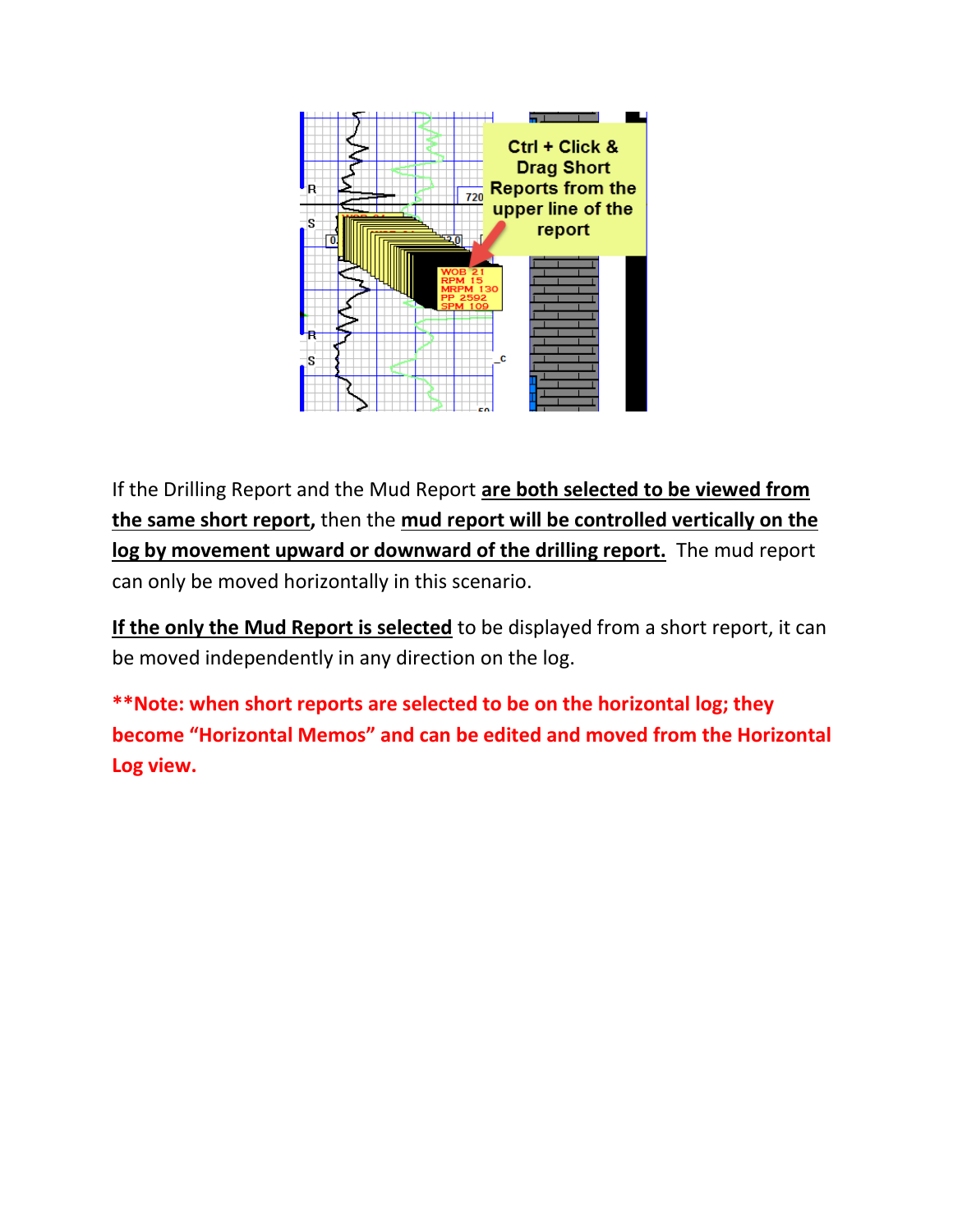If the Drilling Report and the Mud Report **are both selected to be viewed from the same short report,** then the **mud report will be controlled vertically on the log by movement upward or downward of the drilling report.** The mud report can only be moved horizontally in this scenario.

**If the only the Mud Report is selected** to be displayed from a short report, it can be moved independently in any direction on the log.

****Note: when short reports are selected to be on the horizontal log; they become "Horizontal Memos" and can be edited and moved from the Horizontal Log view.**